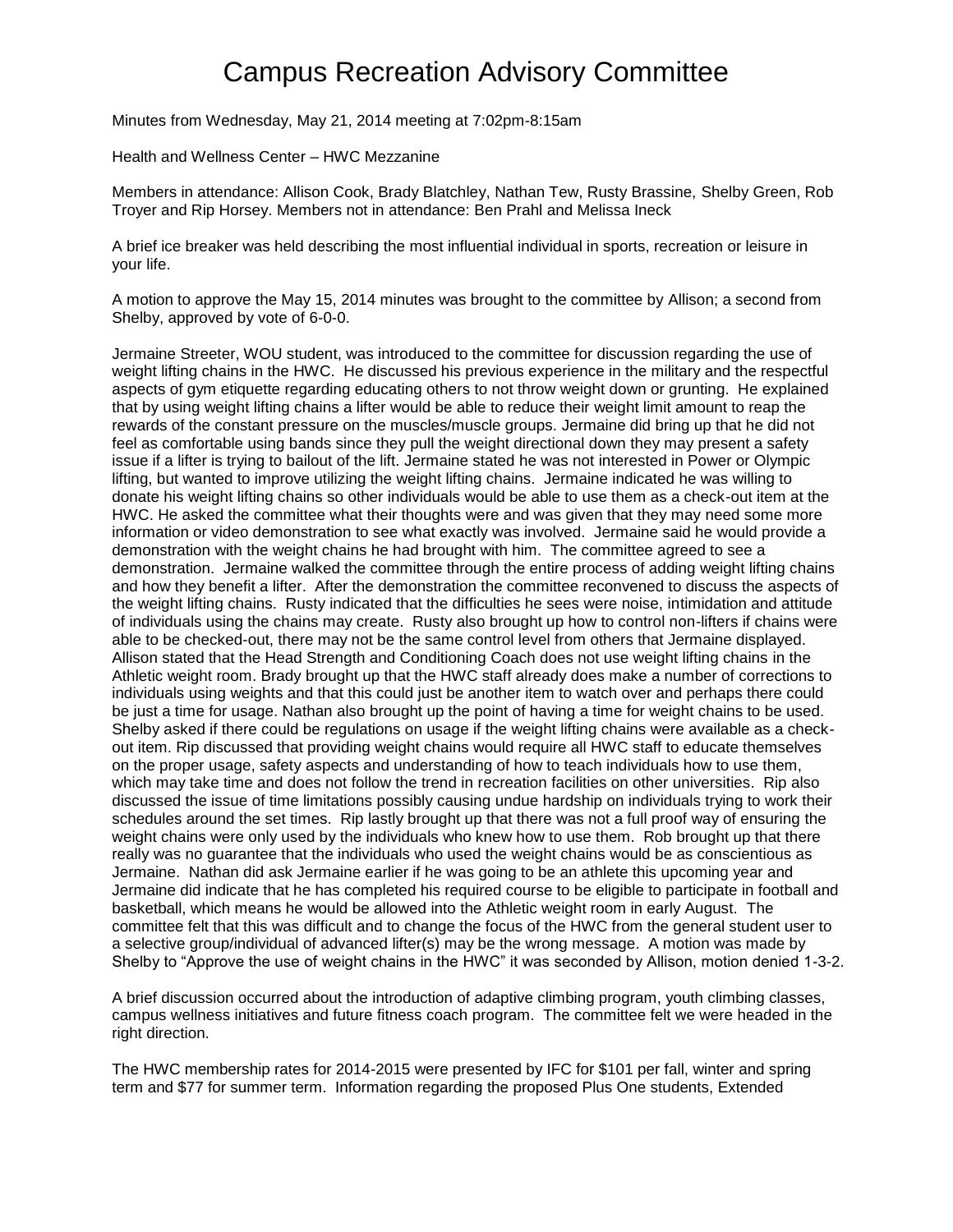# Campus Recreation Advisory Committee

Minutes from Wednesday, May 21, 2014 meeting at 7:02pm-8:15am

Health and Wellness Center – HWC Mezzanine

Members in attendance: Allison Cook, Brady Blatchley, Nathan Tew, Rusty Brassine, Shelby Green, Rob Troyer and Rip Horsey. Members not in attendance: Ben Prahl and Melissa Ineck

A brief ice breaker was held describing the most influential individual in sports, recreation or leisure in your life.

A motion to approve the May 15, 2014 minutes was brought to the committee by Allison; a second from Shelby, approved by vote of 6-0-0.

Jermaine Streeter, WOU student, was introduced to the committee for discussion regarding the use of weight lifting chains in the HWC. He discussed his previous experience in the military and the respectful aspects of gym etiquette regarding educating others to not throw weight down or grunting. He explained that by using weight lifting chains a lifter would be able to reduce their weight limit amount to reap the rewards of the constant pressure on the muscles/muscle groups. Jermaine did bring up that he did not feel as comfortable using bands since they pull the weight directional down they may present a safety issue if a lifter is trying to bailout of the lift. Jermaine stated he was not interested in Power or Olympic lifting, but wanted to improve utilizing the weight lifting chains. Jermaine indicated he was willing to donate his weight lifting chains so other individuals would be able to use them as a check-out item at the HWC. He asked the committee what their thoughts were and was given that they may need some more information or video demonstration to see what exactly was involved. Jermaine said he would provide a demonstration with the weight chains he had brought with him. The committee agreed to see a demonstration. Jermaine walked the committee through the entire process of adding weight lifting chains and how they benefit a lifter. After the demonstration the committee reconvened to discuss the aspects of the weight lifting chains. Rusty indicated that the difficulties he sees were noise, intimidation and attitude of individuals using the chains may create. Rusty also brought up how to control non-lifters if chains were able to be checked-out, there may not be the same control level from others that Jermaine displayed. Allison stated that the Head Strength and Conditioning Coach does not use weight lifting chains in the Athletic weight room. Brady brought up that the HWC staff already does make a number of corrections to individuals using weights and that this could just be another item to watch over and perhaps there could be just a time for usage. Nathan also brought up the point of having a time for weight chains to be used. Shelby asked if there could be regulations on usage if the weight lifting chains were available as a check-out item. Rip discussed that providing weight chains would require all HWC staff to educate themselves on the proper usage, safety aspects and understanding of how to teach individuals how to use them, which may take time and does not follow the trend in recreation facilities on other universities. Rip also discussed the issue of time limitations possibly causing undue hardship on individuals trying to work their schedules around the set times. Rip lastly brought up that there was not a full proof way of ensuring the weight chains were only used by the individuals who knew how to use them. Rob brought up that there really was no guarantee that the individuals who used the weight chains would be as conscientious as Jermaine. Nathan did ask Jermaine earlier if he was going to be an athlete this upcoming year and Jermaine did indicate that he has completed his required course to be eligible to participate in football and basketball, which means he would be allowed into the Athletic weight room in early August. The committee felt that this was difficult and to change the focus of the HWC from the general student user to a selective group/individual of advanced lifter(s) may be the wrong message. A motion was made by Shelby to "Approve the use of weight chains in the HWC" it was seconded by Allison, motion denied 1-3-2.

A brief discussion occurred about the introduction of adaptive climbing program, youth climbing classes, campus wellness initiatives and future fitness coach program. The committee felt we were headed in the right direction.

The HWC membership rates for 2014-2015 were presented by IFC for $101 per fall, winter and spring term and $77 for summer term. Information regarding the proposed Plus One students, Extended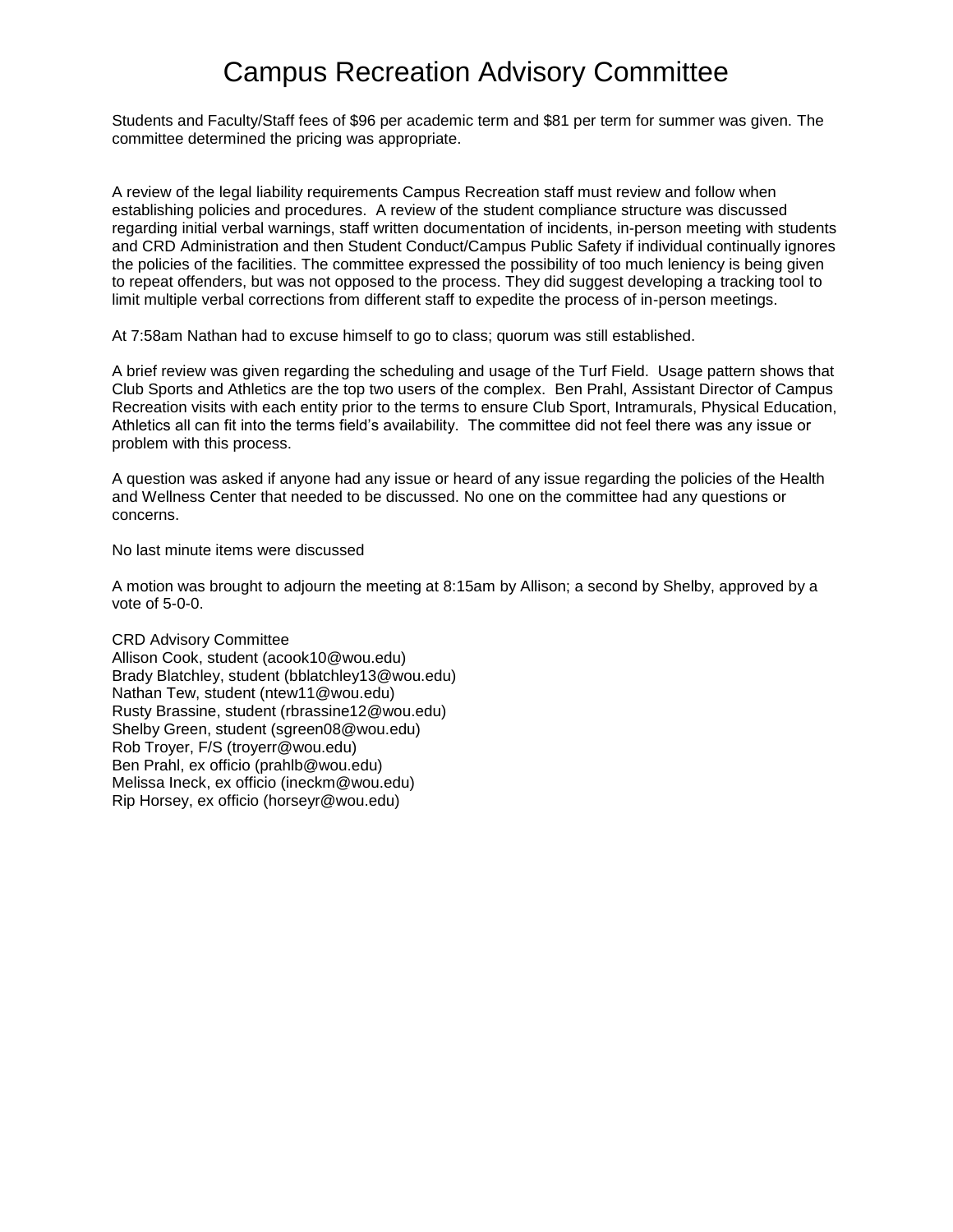# Campus Recreation Advisory Committee

Students and Faculty/Staff fees of $96 per academic term and $81 per term for summer was given. The committee determined the pricing was appropriate.

A review of the legal liability requirements Campus Recreation staff must review and follow when establishing policies and procedures. A review of the student compliance structure was discussed regarding initial verbal warnings, staff written documentation of incidents, in-person meeting with students and CRD Administration and then Student Conduct/Campus Public Safety if individual continually ignores the policies of the facilities. The committee expressed the possibility of too much leniency is being given to repeat offenders, but was not opposed to the process. They did suggest developing a tracking tool to limit multiple verbal corrections from different staff to expedite the process of in-person meetings.

At 7:58am Nathan had to excuse himself to go to class; quorum was still established.

A brief review was given regarding the scheduling and usage of the Turf Field. Usage pattern shows that Club Sports and Athletics are the top two users of the complex. Ben Prahl, Assistant Director of Campus Recreation visits with each entity prior to the terms to ensure Club Sport, Intramurals, Physical Education, Athletics all can fit into the terms field's availability. The committee did not feel there was any issue or problem with this process.

A question was asked if anyone had any issue or heard of any issue regarding the policies of the Health and Wellness Center that needed to be discussed. No one on the committee had any questions or concerns.

No last minute items were discussed

A motion was brought to adjourn the meeting at 8:15am by Allison; a second by Shelby, approved by a vote of 5-0-0.

CRD Advisory Committee
Allison Cook, student (acook10@wou.edu)
Brady Blatchley, student (bblatchley13@wou.edu)
Nathan Tew, student (ntew11@wou.edu)
Rusty Brassine, student (rbrassine12@wou.edu)
Shelby Green, student (sgreen08@wou.edu)
Rob Troyer, F/S (troyerr@wou.edu)
Ben Prahl, ex officio (prahlb@wou.edu)
Melissa Ineck, ex officio (ineckm@wou.edu)
Rip Horsey, ex officio (horseyr@wou.edu)